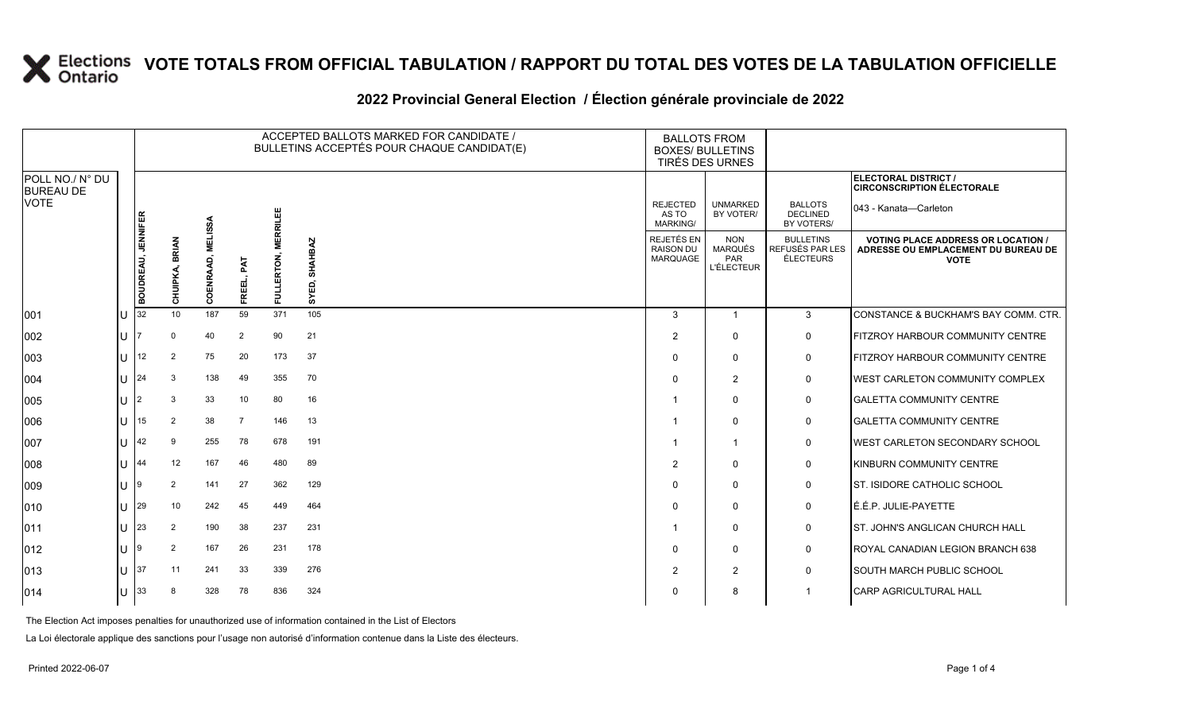# VOTE TOTALS FROM OFFICIAL TABULATION / RAPPORT DU TOTAL DES VOTES DE LA TABULATION OFFICIELLE

## 2022 Provincial General Election / Élection générale provinciale de 2022

**ELECTORAL DISTRICT / CIRCONSCRIPTION ÉLECTORALE:** 043 - Kanata—Carleton

| POLL NO./ N° DU BUREAU DE VOTE | | ACCEPTED BALLOTS MARKED FOR CANDIDATE / BULLETINS ACCEPTÉS POUR CHAQUE CANDIDAT(E) | | | | | | BALLOTS FROM BOXES/ BULLETINS TIRÉS DES URNES | | | |
|---|---|---|---|---|---|---|---|---|---|---|---|
| | | BOUDREAU, JENNIFER | CHUIPKA, BRIAN | COENRAAD, MELISSA | FREEL, PAT | FULLERTON, MERRILEE | SYED, SHAHBAZ | REJECTED AS TO MARKING/ REJETÉS EN RAISON DU MARQUAGE | UNMARKED BY VOTER/ NON MARQUÉS PAR L'ÉLECTEUR | BALLOTS DECLINED BY VOTERS/ BULLETINS REFUSÉS PAR LES ÉLECTEURS | VOTING PLACE ADDRESS OR LOCATION / ADRESSE OU EMPLACEMENT DU BUREAU DE VOTE |
| 001 | U | 32 | 10 | 187 | 59 | 371 | 105 | 3 | 1 | 3 | CONSTANCE & BUCKHAM'S BAY COMM. CTR. |
| 002 | U | 7 | 0 | 40 | 2 | 90 | 21 | 2 | 0 | 0 | FITZROY HARBOUR COMMUNITY CENTRE |
| 003 | U | 12 | 2 | 75 | 20 | 173 | 37 | 0 | 0 | 0 | FITZROY HARBOUR COMMUNITY CENTRE |
| 004 | U | 24 | 3 | 138 | 49 | 355 | 70 | 0 | 2 | 0 | WEST CARLETON COMMUNITY COMPLEX |
| 005 | U | 2 | 3 | 33 | 10 | 80 | 16 | 1 | 0 | 0 | GALETTA COMMUNITY CENTRE |
| 006 | U | 15 | 2 | 38 | 7 | 146 | 13 | 1 | 0 | 0 | GALETTA COMMUNITY CENTRE |
| 007 | U | 42 | 9 | 255 | 78 | 678 | 191 | 1 | 1 | 0 | WEST CARLETON SECONDARY SCHOOL |
| 008 | U | 44 | 12 | 167 | 46 | 480 | 89 | 2 | 0 | 0 | KINBURN COMMUNITY CENTRE |
| 009 | U | 9 | 2 | 141 | 27 | 362 | 129 | 0 | 0 | 0 | ST. ISIDORE CATHOLIC SCHOOL |
| 010 | U | 29 | 10 | 242 | 45 | 449 | 464 | 0 | 0 | 0 | É.É.P. JULIE-PAYETTE |
| 011 | U | 23 | 2 | 190 | 38 | 237 | 231 | 1 | 0 | 0 | ST. JOHN'S ANGLICAN CHURCH HALL |
| 012 | U | 9 | 2 | 167 | 26 | 231 | 178 | 0 | 0 | 0 | ROYAL CANADIAN LEGION BRANCH 638 |
| 013 | U | 37 | 11 | 241 | 33 | 339 | 276 | 2 | 2 | 0 | SOUTH MARCH PUBLIC SCHOOL |
| 014 | U | 33 | 8 | 328 | 78 | 836 | 324 | 0 | 8 | 1 | CARP AGRICULTURAL HALL |

The Election Act imposes penalties for unauthorized use of information contained in the List of Electors

La Loi électorale applique des sanctions pour l'usage non autorisé d'information contenue dans la Liste des électeurs.

Printed 2022-06-07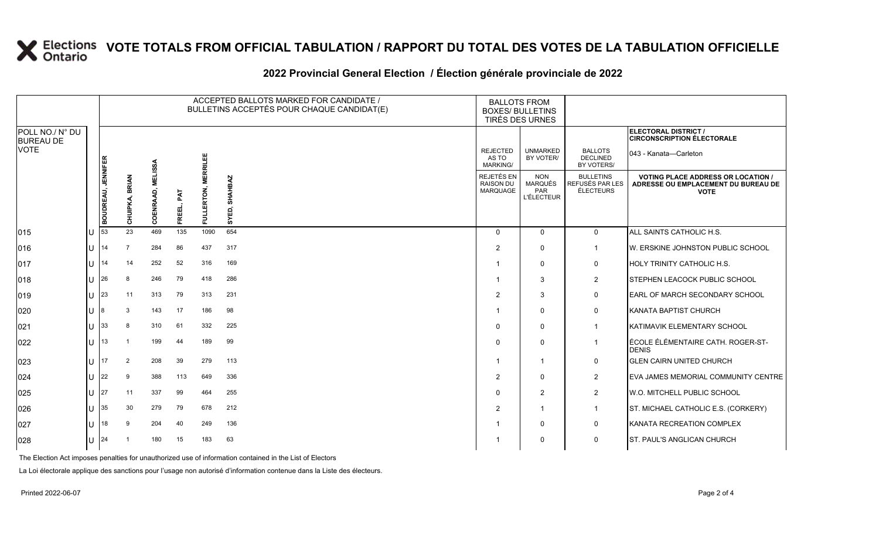# VOTE TOTALS FROM OFFICIAL TABULATION / RAPPORT DU TOTAL DES VOTES DE LA TABULATION OFFICIELLE

## 2022 Provincial General Election / Élection générale provinciale de 2022

| POLL NO./ N° DU BUREAU DE VOTE | | ACCEPTED BALLOTS MARKED FOR CANDIDATE / BULLETINS ACCEPTÉS POUR CHAQUE CANDIDAT(E) | | | | | | BALLOTS FROM BOXES/ BULLETINS TIRÉS DES URNES | | | ELECTORAL DISTRICT / CIRCONSCRIPTION ÉLECTORALE 043 - Kanata—Carleton |
|---|---|---|---|---|---|---|---|---|---|---|---|
| | | BOUDREAU, JENNIFER | CHUIPKA, BRIAN | COENRAAD, MELISSA | FREEL, PAT | FULLERTON, MERRILEE | SYED, SHAHBAZ | REJECTED AS TO MARKING/ REJETÉS EN RAISON DU MARQUAGE | UNMARKED BY VOTER/ NON MARQUÉS PAR L'ÉLECTEUR | BALLOTS DECLINED BY VOTERS/ BULLETINS REFUSÉS PAR LES ÉLECTEURS | VOTING PLACE ADDRESS OR LOCATION / ADRESSE OU EMPLACEMENT DU BUREAU DE VOTE |
| 015 | U | 53 | 23 | 469 | 135 | 1090 | 654 | 0 | 0 | 0 | ALL SAINTS CATHOLIC H.S. |
| 016 | U | 14 | 7 | 284 | 86 | 437 | 317 | 2 | 0 | 1 | W. ERSKINE JOHNSTON PUBLIC SCHOOL |
| 017 | U | 14 | 14 | 252 | 52 | 316 | 169 | 1 | 0 | 0 | HOLY TRINITY CATHOLIC H.S. |
| 018 | U | 26 | 8 | 246 | 79 | 418 | 286 | 1 | 3 | 2 | STEPHEN LEACOCK PUBLIC SCHOOL |
| 019 | U | 23 | 11 | 313 | 79 | 313 | 231 | 2 | 3 | 0 | EARL OF MARCH SECONDARY SCHOOL |
| 020 | U | 8 | 3 | 143 | 17 | 186 | 98 | 1 | 0 | 0 | KANATA BAPTIST CHURCH |
| 021 | U | 33 | 8 | 310 | 61 | 332 | 225 | 0 | 0 | 1 | KATIMAVIK ELEMENTARY SCHOOL |
| 022 | U | 13 | 1 | 199 | 44 | 189 | 99 | 0 | 0 | 1 | ÉCOLE ÉLÉMENTAIRE CATH. ROGER-ST-DENIS |
| 023 | U | 17 | 2 | 208 | 39 | 279 | 113 | 1 | 1 | 0 | GLEN CAIRN UNITED CHURCH |
| 024 | U | 22 | 9 | 388 | 113 | 649 | 336 | 2 | 0 | 2 | EVA JAMES MEMORIAL COMMUNITY CENTRE |
| 025 | U | 27 | 11 | 337 | 99 | 464 | 255 | 0 | 2 | 2 | W.O. MITCHELL PUBLIC SCHOOL |
| 026 | U | 35 | 30 | 279 | 79 | 678 | 212 | 2 | 1 | 1 | ST. MICHAEL CATHOLIC E.S. (CORKERY) |
| 027 | U | 18 | 9 | 204 | 40 | 249 | 136 | 1 | 0 | 0 | KANATA RECREATION COMPLEX |
| 028 | U | 24 | 1 | 180 | 15 | 183 | 63 | 1 | 0 | 0 | ST. PAUL'S ANGLICAN CHURCH |

The Election Act imposes penalties for unauthorized use of information contained in the List of Electors

La Loi électorale applique des sanctions pour l'usage non autorisé d'information contenue dans la Liste des électeurs.

Printed 2022-06-07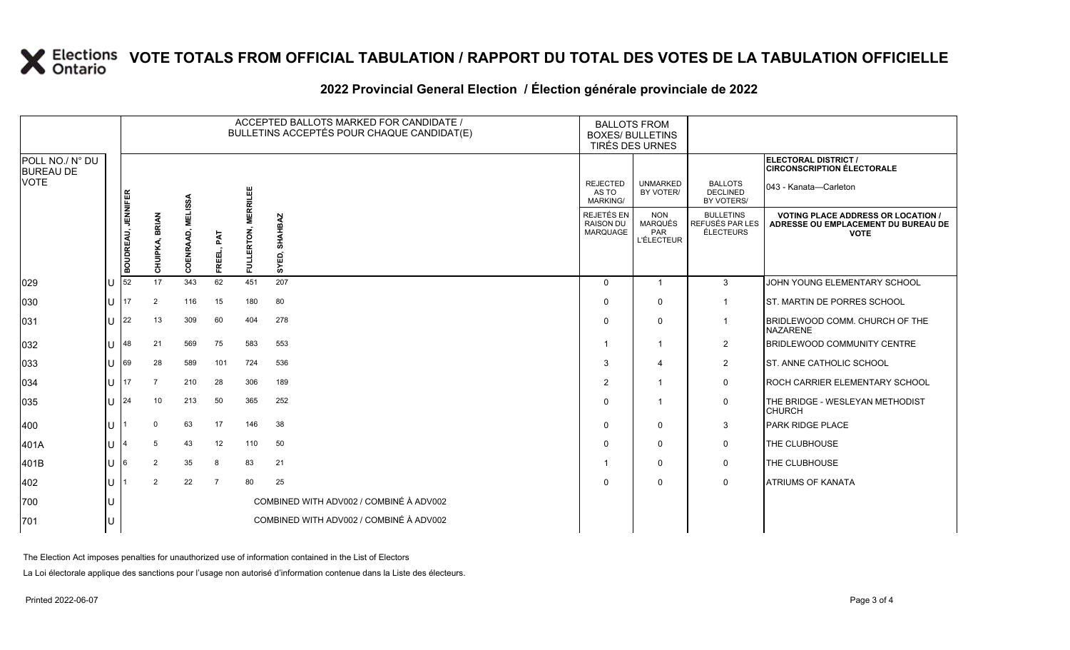# VOTE TOTALS FROM OFFICIAL TABULATION / RAPPORT DU TOTAL DES VOTES DE LA TABULATION OFFICIELLE

## 2022 Provincial General Election / Élection générale provinciale de 2022

ELECTORAL DISTRICT / CIRCONSCRIPTION ÉLECTORALE: 043 - Kanata—Carleton

| POLL NO./ N° DU BUREAU DE VOTE | | ACCEPTED BALLOTS MARKED FOR CANDIDATE / BULLETINS ACCEPTÉS POUR CHAQUE CANDIDAT(E) | | | | | | BALLOTS FROM BOXES/ BULLETINS TIRÉS DES URNES | | | |
|---|---|---|---|---|---|---|---|---|---|---|---|
| | | BOUDREAU, JENNIFER | CHUIPKA, BRIAN | COENRAAD, MELISSA | FREEL, PAT | FULLERTON, MERRILEE | SYED, SHAHBAZ | REJECTED AS TO MARKING/ REJETÉS EN RAISON DU MARQUAGE | UNMARKED BY VOTER/ NON MARQUÉS PAR L'ÉLECTEUR | BALLOTS DECLINED BY VOTERS/ BULLETINS REFUSÉS PAR LES ÉLECTEURS | VOTING PLACE ADDRESS OR LOCATION / ADRESSE OU EMPLACEMENT DU BUREAU DE VOTE |
| 029 | U | 52 | 17 | 343 | 62 | 451 | 207 | 0 | 1 | 3 | JOHN YOUNG ELEMENTARY SCHOOL |
| 030 | U | 17 | 2 | 116 | 15 | 180 | 80 | 0 | 0 | 1 | ST. MARTIN DE PORRES SCHOOL |
| 031 | U | 22 | 13 | 309 | 60 | 404 | 278 | 0 | 0 | 1 | BRIDLEWOOD COMM. CHURCH OF THE NAZARENE |
| 032 | U | 48 | 21 | 569 | 75 | 583 | 553 | 1 | 1 | 2 | BRIDLEWOOD COMMUNITY CENTRE |
| 033 | U | 69 | 28 | 589 | 101 | 724 | 536 | 3 | 4 | 2 | ST. ANNE CATHOLIC SCHOOL |
| 034 | U | 17 | 7 | 210 | 28 | 306 | 189 | 2 | 1 | 0 | ROCH CARRIER ELEMENTARY SCHOOL |
| 035 | U | 24 | 10 | 213 | 50 | 365 | 252 | 0 | 1 | 0 | THE BRIDGE - WESLEYAN METHODIST CHURCH |
| 400 | U | 1 | 0 | 63 | 17 | 146 | 38 | 0 | 0 | 3 | PARK RIDGE PLACE |
| 401A | U | 4 | 5 | 43 | 12 | 110 | 50 | 0 | 0 | 0 | THE CLUBHOUSE |
| 401B | U | 6 | 2 | 35 | 8 | 83 | 21 | 1 | 0 | 0 | THE CLUBHOUSE |
| 402 | U | 1 | 2 | 22 | 7 | 80 | 25 | 0 | 0 | 0 | ATRIUMS OF KANATA |
| 700 | U | COMBINED WITH ADV002 / COMBINÉ À ADV002 | | | | | | | | | |
| 701 | U | COMBINED WITH ADV002 / COMBINÉ À ADV002 | | | | | | | | | |

The Election Act imposes penalties for unauthorized use of information contained in the List of Electors

La Loi électorale applique des sanctions pour l'usage non autorisé d'information contenue dans la Liste des électeurs.

Printed 2022-06-07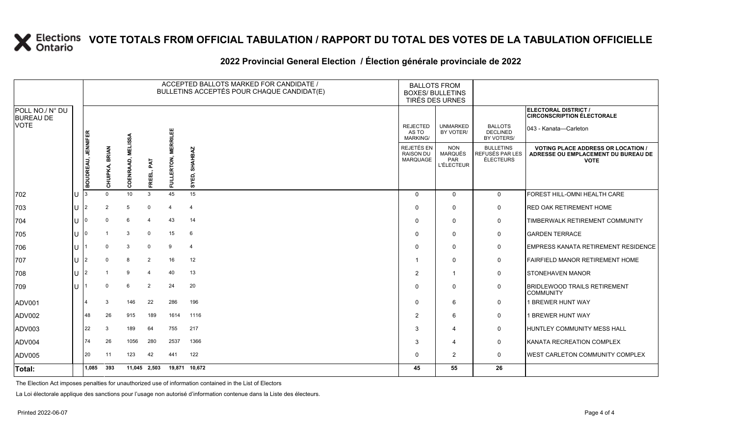# VOTE TOTALS FROM OFFICIAL TABULATION / RAPPORT DU TOTAL DES VOTES DE LA TABULATION OFFICIELLE

## 2022 Provincial General Election / Élection générale provinciale de 2022

| POLL NO./ N° DU BUREAU DE VOTE | | ACCEPTED BALLOTS MARKED FOR CANDIDATE / BULLETINS ACCEPTÉS POUR CHAQUE CANDIDAT(E) | | | | | | BALLOTS FROM BOXES/ BULLETINS TIRÉS DES URNES | | | ELECTORAL DISTRICT / CIRCONSCRIPTION ÉLECTORALE 043 - Kanata—Carleton |
|---|---|---|---|---|---|---|---|---|---|---|---|
| | | BOUDREAU, JENNIFER | CHUIPKA, BRIAN | COENRAAD, MELISSA | FREEL, PAT | FULLERTON, MERRILEE | SYED, SHAHBAZ | REJECTED AS TO MARKING/ REJETÉS EN RAISON DU MARQUAGE | UNMARKED BY VOTER/ NON MARQUÉS PAR L'ÉLECTEUR | BALLOTS DECLINED BY VOTERS/ BULLETINS REFUSÉS PAR LES ÉLECTEURS | VOTING PLACE ADDRESS OR LOCATION / ADRESSE OU EMPLACEMENT DU BUREAU DE VOTE |
| 702 | U | 3 | 0 | 10 | 3 | 45 | 15 | 0 | 0 | 0 | FOREST HILL-OMNI HEALTH CARE |
| 703 | U | 2 | 2 | 5 | 0 | 4 | 4 | 0 | 0 | 0 | RED OAK RETIREMENT HOME |
| 704 | U | 0 | 0 | 6 | 4 | 43 | 14 | 0 | 0 | 0 | TIMBERWALK RETIREMENT COMMUNITY |
| 705 | U | 0 | 1 | 3 | 0 | 15 | 6 | 0 | 0 | 0 | GARDEN TERRACE |
| 706 | U | 1 | 0 | 3 | 0 | 9 | 4 | 0 | 0 | 0 | EMPRESS KANATA RETIREMENT RESIDENCE |
| 707 | U | 2 | 0 | 8 | 2 | 16 | 12 | 1 | 0 | 0 | FAIRFIELD MANOR RETIREMENT HOME |
| 708 | U | 2 | 1 | 9 | 4 | 40 | 13 | 2 | 1 | 0 | STONEHAVEN MANOR |
| 709 | U | 1 | 0 | 6 | 2 | 24 | 20 | 0 | 0 | 0 | BRIDLEWOOD TRAILS RETIREMENT COMMUNITY |
| ADV001 | | 4 | 3 | 146 | 22 | 286 | 196 | 0 | 6 | 0 | 1 BREWER HUNT WAY |
| ADV002 | | 48 | 26 | 915 | 189 | 1614 | 1116 | 2 | 6 | 0 | 1 BREWER HUNT WAY |
| ADV003 | | 22 | 3 | 189 | 64 | 755 | 217 | 3 | 4 | 0 | HUNTLEY COMMUNITY MESS HALL |
| ADV004 | | 74 | 26 | 1056 | 280 | 2537 | 1366 | 3 | 4 | 0 | KANATA RECREATION COMPLEX |
| ADV005 | | 20 | 11 | 123 | 42 | 441 | 122 | 0 | 2 | 0 | WEST CARLETON COMMUNITY COMPLEX |
| **Total:** | | 1,085 | 393 | 11,045 | 2,503 | 19,871 | 10,672 | 45 | 55 | 26 | |

The Election Act imposes penalties for unauthorized use of information contained in the List of Electors

La Loi électorale applique des sanctions pour l'usage non autorisé d'information contenue dans la Liste des électeurs.

Printed 2022-06-07